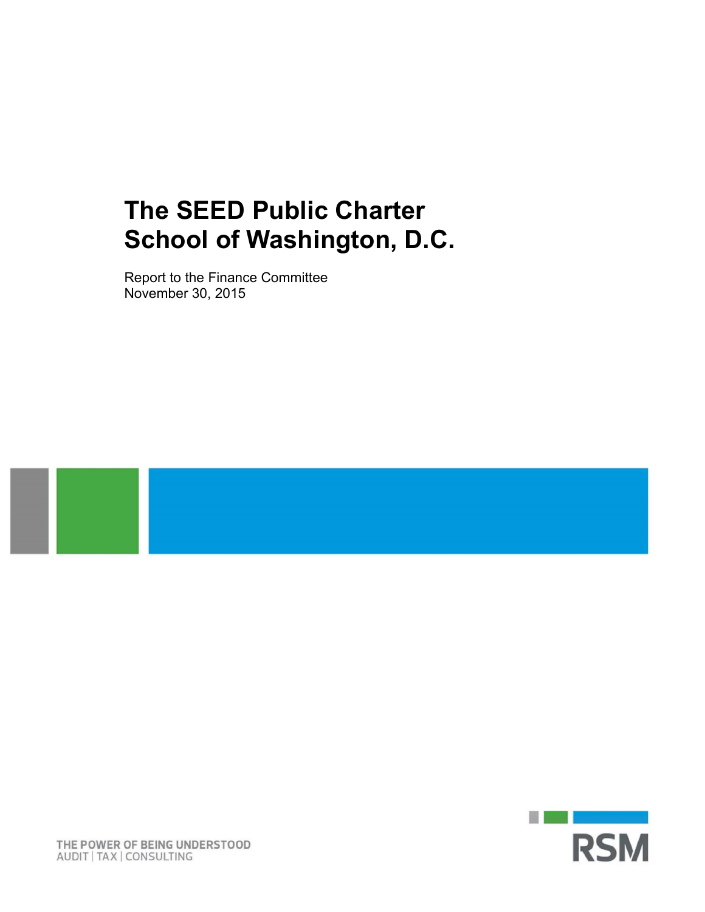# The SEED Public Charter School of Washington, D.C.

Report to the Finance Committee
November 30, 2015

THE POWER OF BEING UNDERSTOOD
AUDIT | TAX | CONSULTING

RSM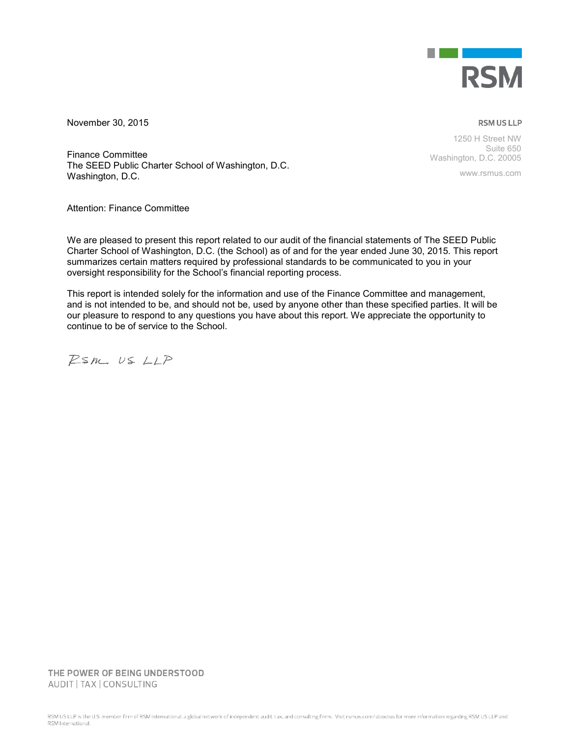RSM

November 30, 2015

**RSM US LLP**

1250 H Street NW
Suite 650
Washington, D.C. 20005

www.rsmus.com

Finance Committee
The SEED Public Charter School of Washington, D.C.
Washington, D.C.

Attention: Finance Committee

We are pleased to present this report related to our audit of the financial statements of The SEED Public Charter School of Washington, D.C. (the School) as of and for the year ended June 30, 2015. This report summarizes certain matters required by professional standards to be communicated to you in your oversight responsibility for the School's financial reporting process.

This report is intended solely for the information and use of the Finance Committee and management, and is not intended to be, and should not be, used by anyone other than these specified parties. It will be our pleasure to respond to any questions you have about this report. We appreciate the opportunity to continue to be of service to the School.

RSM US LLP

THE POWER OF BEING UNDERSTOOD
AUDIT | TAX | CONSULTING

RSM US LLP is the U.S. member firm of RSM International, a global network of independent audit, tax, and consulting firms. Visit rsmus.com/aboutus for more information regarding RSM US LLP and RSM International.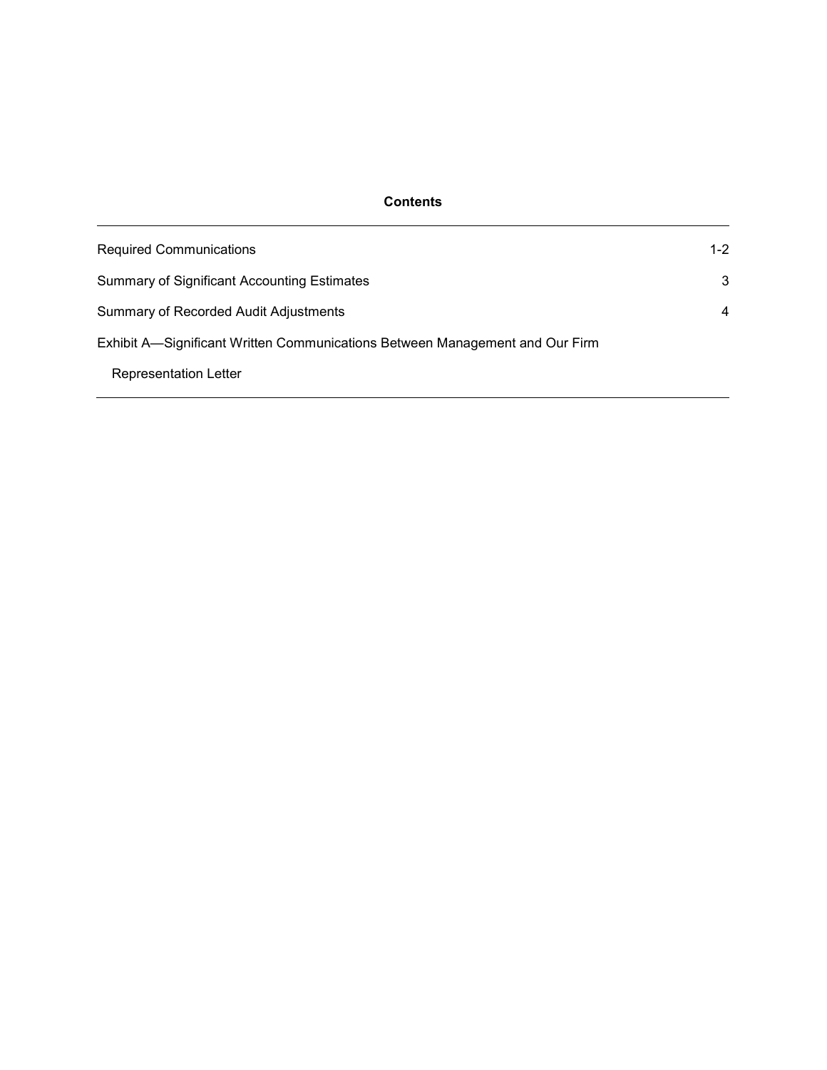## Contents

| | |
|---|---|
| Required Communications | 1-2 |
| Summary of Significant Accounting Estimates | 3 |
| Summary of Recorded Audit Adjustments | 4 |
| Exhibit A—Significant Written Communications Between Management and Our Firm | |
| Representation Letter | |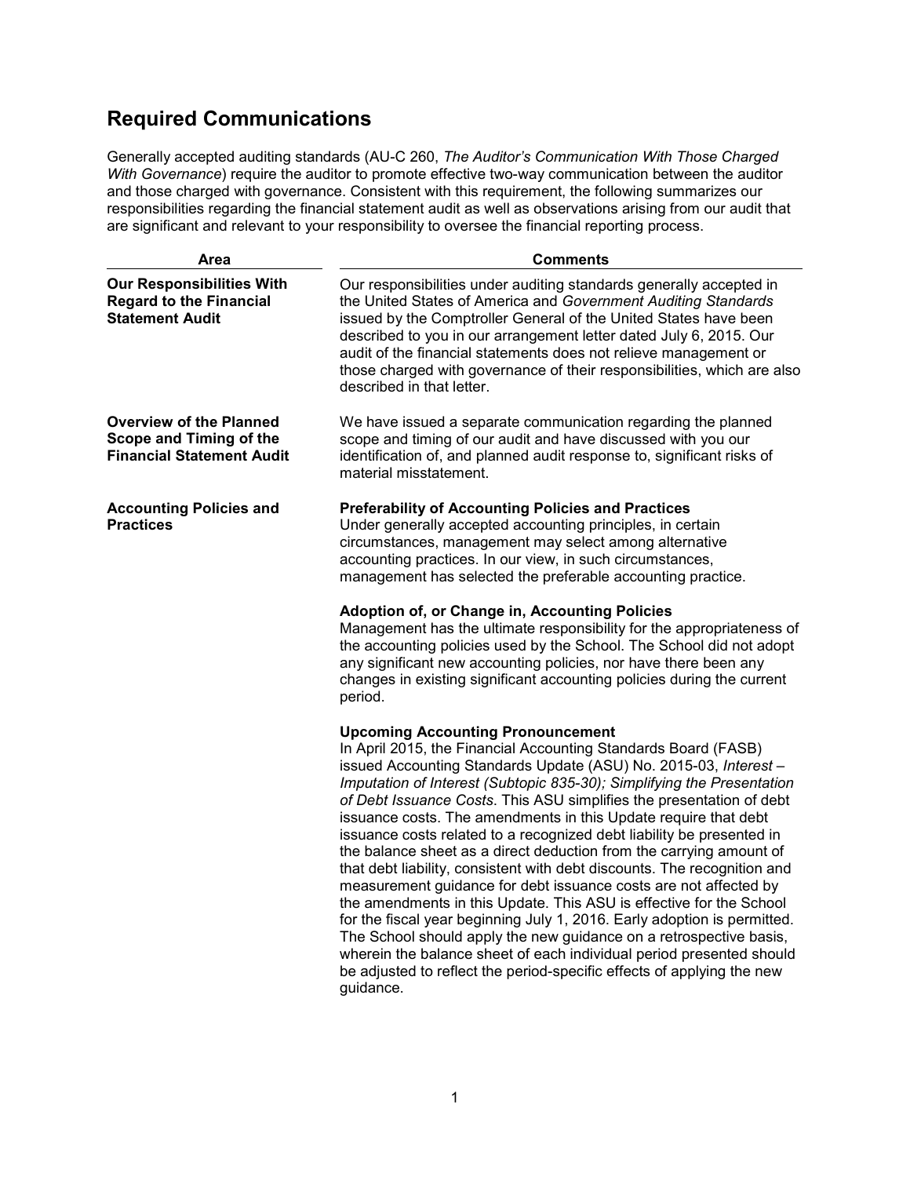## Required Communications

Generally accepted auditing standards (AU-C 260, *The Auditor's Communication With Those Charged With Governance*) require the auditor to promote effective two-way communication between the auditor and those charged with governance. Consistent with this requirement, the following summarizes our responsibilities regarding the financial statement audit as well as observations arising from our audit that are significant and relevant to your responsibility to oversee the financial reporting process.

| Area | Comments |
| --- | --- |
| **Our Responsibilities With Regard to the Financial Statement Audit** | Our responsibilities under auditing standards generally accepted in the United States of America and *Government Auditing Standards* issued by the Comptroller General of the United States have been described to you in our arrangement letter dated July 6, 2015. Our audit of the financial statements does not relieve management or those charged with governance of their responsibilities, which are also described in that letter. |
| **Overview of the Planned Scope and Timing of the Financial Statement Audit** | We have issued a separate communication regarding the planned scope and timing of our audit and have discussed with you our identification of, and planned audit response to, significant risks of material misstatement. |
| **Accounting Policies and Practices** | **Preferability of Accounting Policies and Practices**<br>Under generally accepted accounting principles, in certain circumstances, management may select among alternative accounting practices. In our view, in such circumstances, management has selected the preferable accounting practice.<br><br>**Adoption of, or Change in, Accounting Policies**<br>Management has the ultimate responsibility for the appropriateness of the accounting policies used by the School. The School did not adopt any significant new accounting policies, nor have there been any changes in existing significant accounting policies during the current period.<br><br>**Upcoming Accounting Pronouncement**<br>In April 2015, the Financial Accounting Standards Board (FASB) issued Accounting Standards Update (ASU) No. 2015-03, *Interest – Imputation of Interest (Subtopic 835-30); Simplifying the Presentation of Debt Issuance Costs*. This ASU simplifies the presentation of debt issuance costs. The amendments in this Update require that debt issuance costs related to a recognized debt liability be presented in the balance sheet as a direct deduction from the carrying amount of that debt liability, consistent with debt discounts. The recognition and measurement guidance for debt issuance costs are not affected by the amendments in this Update. This ASU is effective for the School for the fiscal year beginning July 1, 2016. Early adoption is permitted. The School should apply the new guidance on a retrospective basis, wherein the balance sheet of each individual period presented should be adjusted to reflect the period-specific effects of applying the new guidance. |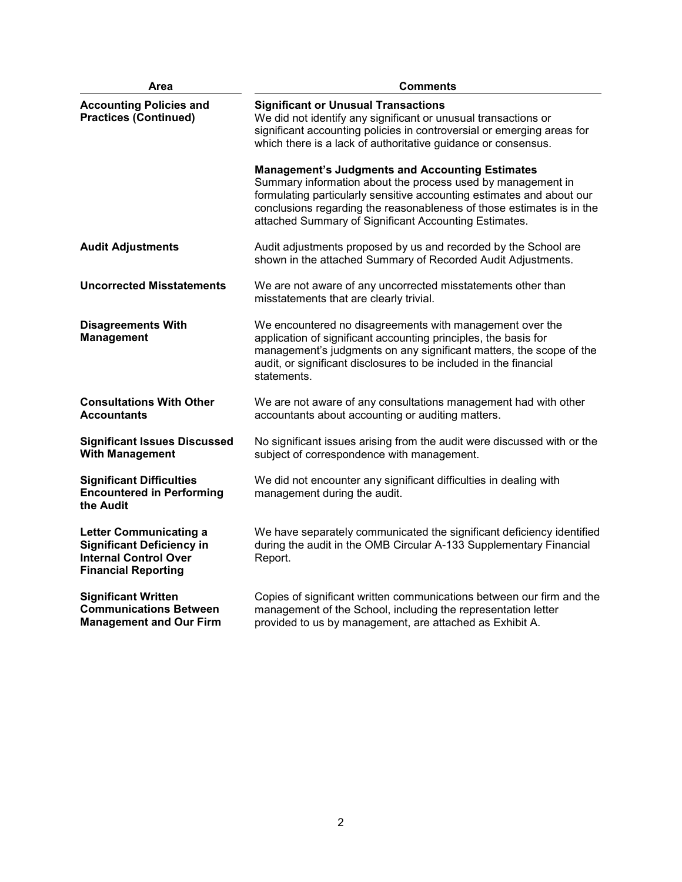| Area | Comments |
|---|---|
| **Accounting Policies and Practices (Continued)** | **Significant or Unusual Transactions**<br>We did not identify any significant or unusual transactions or significant accounting policies in controversial or emerging areas for which there is a lack of authoritative guidance or consensus.<br><br>**Management's Judgments and Accounting Estimates**<br>Summary information about the process used by management in formulating particularly sensitive accounting estimates and about our conclusions regarding the reasonableness of those estimates is in the attached Summary of Significant Accounting Estimates. |
| **Audit Adjustments** | Audit adjustments proposed by us and recorded by the School are shown in the attached Summary of Recorded Audit Adjustments. |
| **Uncorrected Misstatements** | We are not aware of any uncorrected misstatements other than misstatements that are clearly trivial. |
| **Disagreements With Management** | We encountered no disagreements with management over the application of significant accounting principles, the basis for management's judgments on any significant matters, the scope of the audit, or significant disclosures to be included in the financial statements. |
| **Consultations With Other Accountants** | We are not aware of any consultations management had with other accountants about accounting or auditing matters. |
| **Significant Issues Discussed With Management** | No significant issues arising from the audit were discussed with or the subject of correspondence with management. |
| **Significant Difficulties Encountered in Performing the Audit** | We did not encounter any significant difficulties in dealing with management during the audit. |
| **Letter Communicating a Significant Deficiency in Internal Control Over Financial Reporting** | We have separately communicated the significant deficiency identified during the audit in the OMB Circular A-133 Supplementary Financial Report. |
| **Significant Written Communications Between Management and Our Firm** | Copies of significant written communications between our firm and the management of the School, including the representation letter provided to us by management, are attached as Exhibit A. |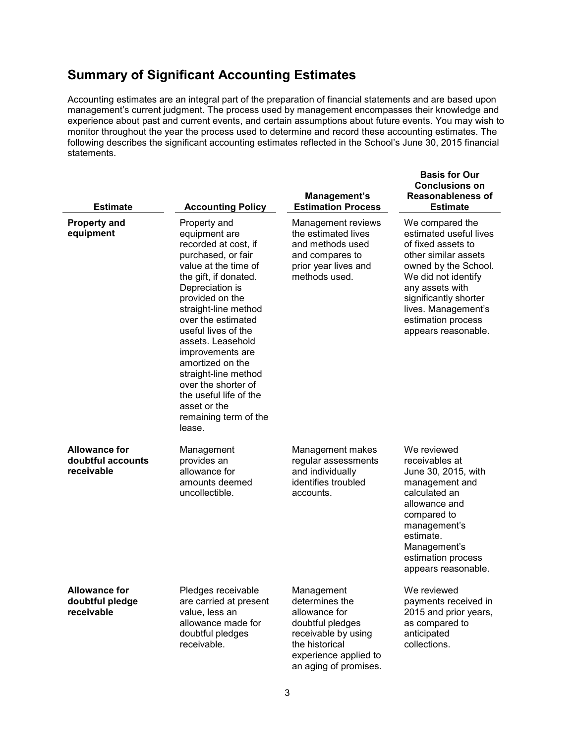## Summary of Significant Accounting Estimates

Accounting estimates are an integral part of the preparation of financial statements and are based upon management's current judgment. The process used by management encompasses their knowledge and experience about past and current events, and certain assumptions about future events. You may wish to monitor throughout the year the process used to determine and record these accounting estimates. The following describes the significant accounting estimates reflected in the School's June 30, 2015 financial statements.

| Estimate | Accounting Policy | Management's Estimation Process | Basis for Our Conclusions on Reasonableness of Estimate |
|---|---|---|---|
| **Property and equipment** | Property and equipment are recorded at cost, if purchased, or fair value at the time of the gift, if donated. Depreciation is provided on the straight-line method over the estimated useful lives of the assets. Leasehold improvements are amortized on the straight-line method over the shorter of the useful life of the asset or the remaining term of the lease. | Management reviews the estimated lives and methods used and compares to prior year lives and methods used. | We compared the estimated useful lives of fixed assets to other similar assets owned by the School. We did not identify any assets with significantly shorter lives. Management's estimation process appears reasonable. |
| **Allowance for doubtful accounts receivable** | Management provides an allowance for amounts deemed uncollectible. | Management makes regular assessments and individually identifies troubled accounts. | We reviewed receivables at June 30, 2015, with management and calculated an allowance and compared to management's estimate. Management's estimation process appears reasonable. |
| **Allowance for doubtful pledge receivable** | Pledges receivable are carried at present value, less an allowance made for doubtful pledges receivable. | Management determines the allowance for doubtful pledges receivable by using the historical experience applied to an aging of promises. | We reviewed payments received in 2015 and prior years, as compared to anticipated collections. |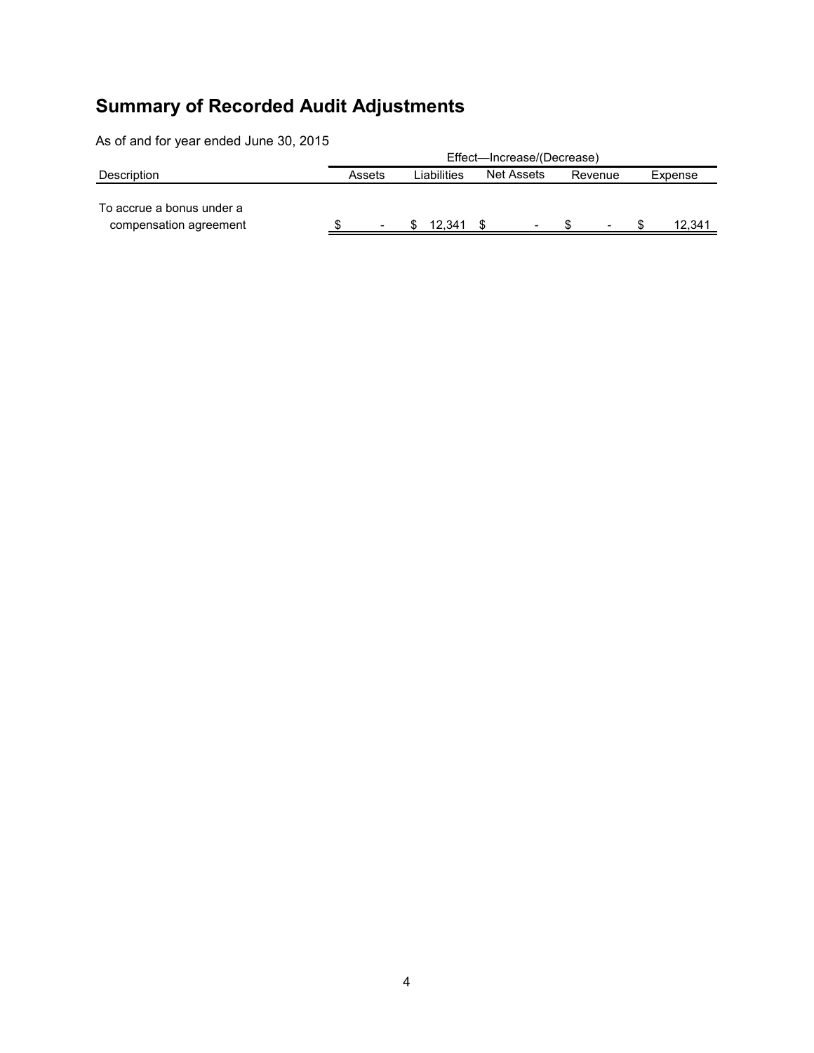# Summary of Recorded Audit Adjustments

As of and for year ended June 30, 2015

| | Effect—Increase/(Decrease) | | | | |
|---|---|---|---|---|---|
| Description | Assets | Liabilities | Net Assets | Revenue | Expense |
| To accrue a bonus under a compensation agreement | $ - | $ 12,341 | $ - | $ - | $ 12,341 |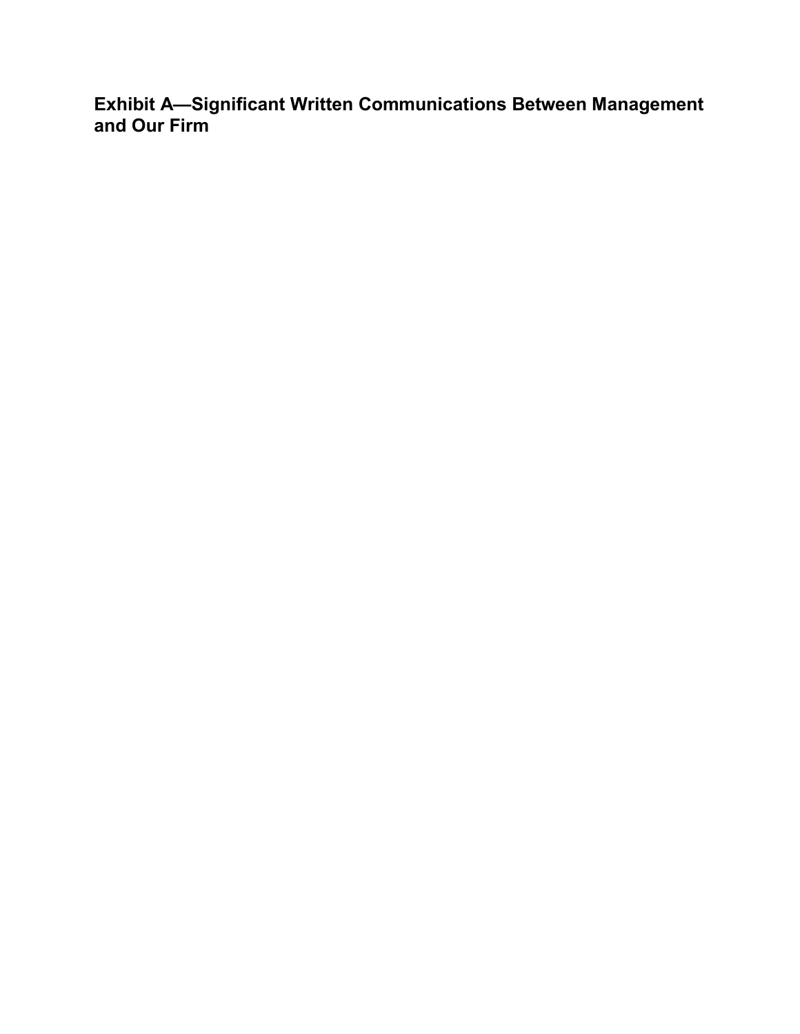## Exhibit A—Significant Written Communications Between Management and Our Firm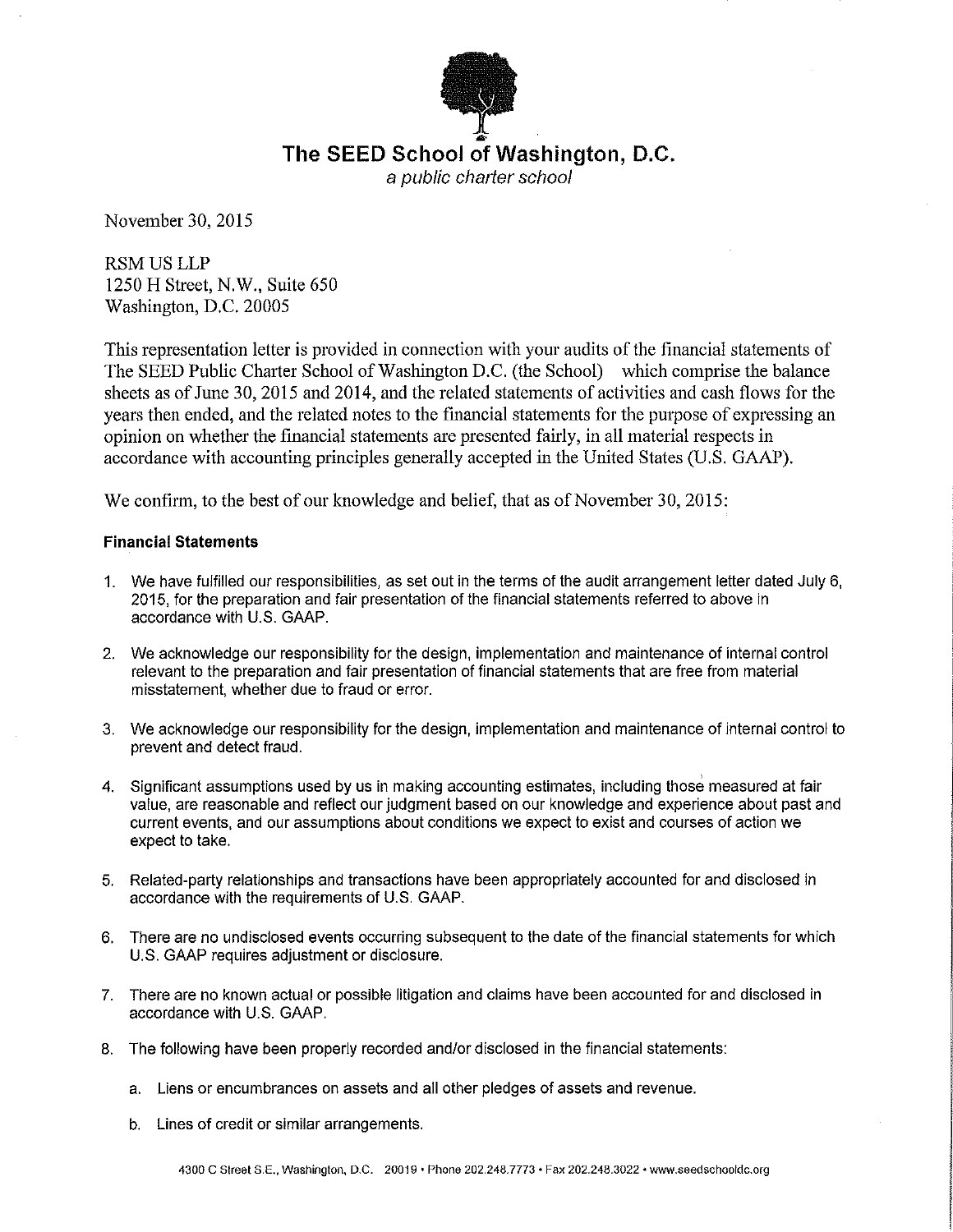# The SEED School of Washington, D.C.

*a public charter school*

November 30, 2015

RSM US LLP
1250 H Street, N.W., Suite 650
Washington, D.C. 20005

This representation letter is provided in connection with your audits of the financial statements of The SEED Public Charter School of Washington D.C. (the School) which comprise the balance sheets as of June 30, 2015 and 2014, and the related statements of activities and cash flows for the years then ended, and the related notes to the financial statements for the purpose of expressing an opinion on whether the financial statements are presented fairly, in all material respects in accordance with accounting principles generally accepted in the United States (U.S. GAAP).

We confirm, to the best of our knowledge and belief, that as of November 30, 2015:

**Financial Statements**

1. We have fulfilled our responsibilities, as set out in the terms of the audit arrangement letter dated July 6, 2015, for the preparation and fair presentation of the financial statements referred to above in accordance with U.S. GAAP.

2. We acknowledge our responsibility for the design, implementation and maintenance of internal control relevant to the preparation and fair presentation of financial statements that are free from material misstatement, whether due to fraud or error.

3. We acknowledge our responsibility for the design, implementation and maintenance of internal control to prevent and detect fraud.

4. Significant assumptions used by us in making accounting estimates, including those measured at fair value, are reasonable and reflect our judgment based on our knowledge and experience about past and current events, and our assumptions about conditions we expect to exist and courses of action we expect to take.

5. Related-party relationships and transactions have been appropriately accounted for and disclosed in accordance with the requirements of U.S. GAAP.

6. There are no undisclosed events occurring subsequent to the date of the financial statements for which U.S. GAAP requires adjustment or disclosure.

7. There are no known actual or possible litigation and claims have been accounted for and disclosed in accordance with U.S. GAAP.

8. The following have been properly recorded and/or disclosed in the financial statements:

   a. Liens or encumbrances on assets and all other pledges of assets and revenue.

   b. Lines of credit or similar arrangements.

4300 C Street S.E., Washington, D.C. 20019 • Phone 202.248.7773 • Fax 202.248.3022 • www.seedschooldc.org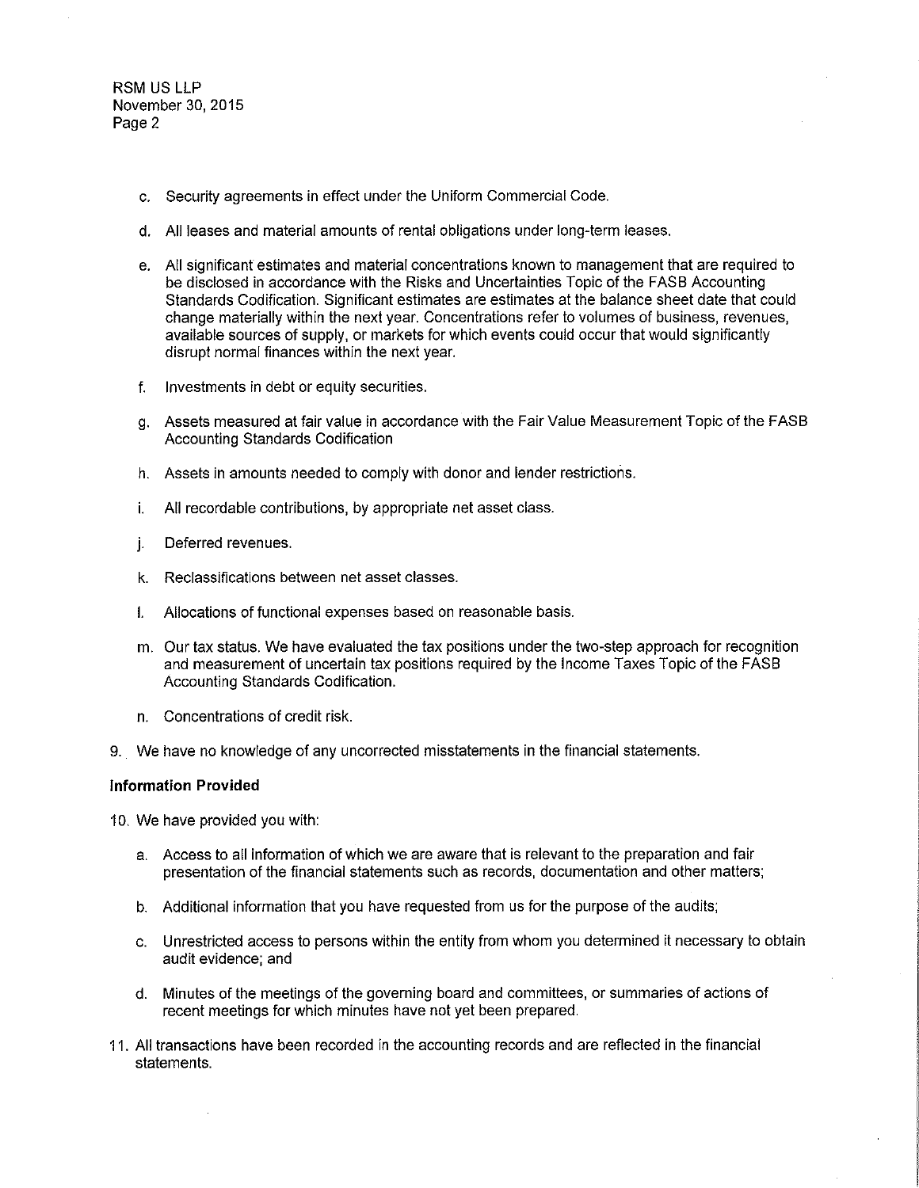c. Security agreements in effect under the Uniform Commercial Code.

d. All leases and material amounts of rental obligations under long-term leases.

e. All significant estimates and material concentrations known to management that are required to be disclosed in accordance with the Risks and Uncertainties Topic of the FASB Accounting Standards Codification. Significant estimates are estimates at the balance sheet date that could change materially within the next year. Concentrations refer to volumes of business, revenues, available sources of supply, or markets for which events could occur that would significantly disrupt normal finances within the next year.

f. Investments in debt or equity securities.

g. Assets measured at fair value in accordance with the Fair Value Measurement Topic of the FASB Accounting Standards Codification

h. Assets in amounts needed to comply with donor and lender restrictions.

i. All recordable contributions, by appropriate net asset class.

j. Deferred revenues.

k. Reclassifications between net asset classes.

l. Allocations of functional expenses based on reasonable basis.

m. Our tax status. We have evaluated the tax positions under the two-step approach for recognition and measurement of uncertain tax positions required by the Income Taxes Topic of the FASB Accounting Standards Codification.

n. Concentrations of credit risk.

9. We have no knowledge of any uncorrected misstatements in the financial statements.

**Information Provided**

10. We have provided you with:

    a. Access to all information of which we are aware that is relevant to the preparation and fair presentation of the financial statements such as records, documentation and other matters;

    b. Additional information that you have requested from us for the purpose of the audits;

    c. Unrestricted access to persons within the entity from whom you determined it necessary to obtain audit evidence; and

    d. Minutes of the meetings of the governing board and committees, or summaries of actions of recent meetings for which minutes have not yet been prepared.

11. All transactions have been recorded in the accounting records and are reflected in the financial statements.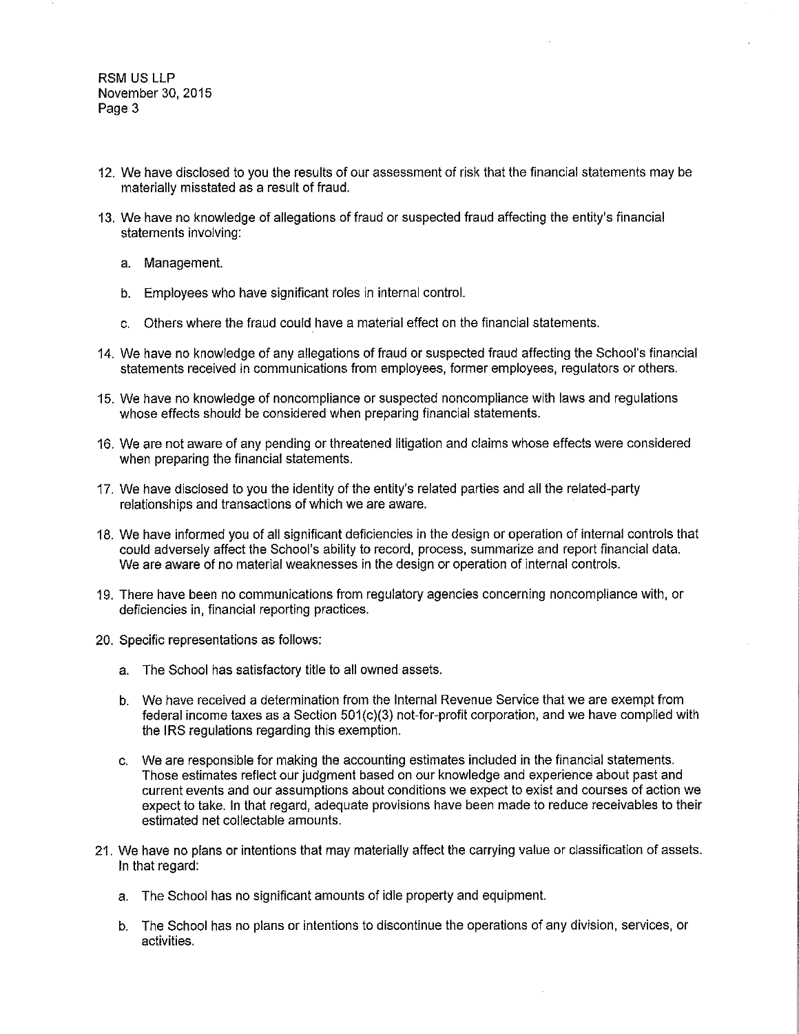12. We have disclosed to you the results of our assessment of risk that the financial statements may be materially misstated as a result of fraud.

13. We have no knowledge of allegations of fraud or suspected fraud affecting the entity's financial statements involving:

    a. Management.

    b. Employees who have significant roles in internal control.

    c. Others where the fraud could have a material effect on the financial statements.

14. We have no knowledge of any allegations of fraud or suspected fraud affecting the School's financial statements received in communications from employees, former employees, regulators or others.

15. We have no knowledge of noncompliance or suspected noncompliance with laws and regulations whose effects should be considered when preparing financial statements.

16. We are not aware of any pending or threatened litigation and claims whose effects were considered when preparing the financial statements.

17. We have disclosed to you the identity of the entity's related parties and all the related-party relationships and transactions of which we are aware.

18. We have informed you of all significant deficiencies in the design or operation of internal controls that could adversely affect the School's ability to record, process, summarize and report financial data. We are aware of no material weaknesses in the design or operation of internal controls.

19. There have been no communications from regulatory agencies concerning noncompliance with, or deficiencies in, financial reporting practices.

20. Specific representations as follows:

    a. The School has satisfactory title to all owned assets.

    b. We have received a determination from the Internal Revenue Service that we are exempt from federal income taxes as a Section 501(c)(3) not-for-profit corporation, and we have complied with the IRS regulations regarding this exemption.

    c. We are responsible for making the accounting estimates included in the financial statements. Those estimates reflect our judgment based on our knowledge and experience about past and current events and our assumptions about conditions we expect to exist and courses of action we expect to take. In that regard, adequate provisions have been made to reduce receivables to their estimated net collectable amounts.

21. We have no plans or intentions that may materially affect the carrying value or classification of assets. In that regard:

    a. The School has no significant amounts of idle property and equipment.

    b. The School has no plans or intentions to discontinue the operations of any division, services, or activities.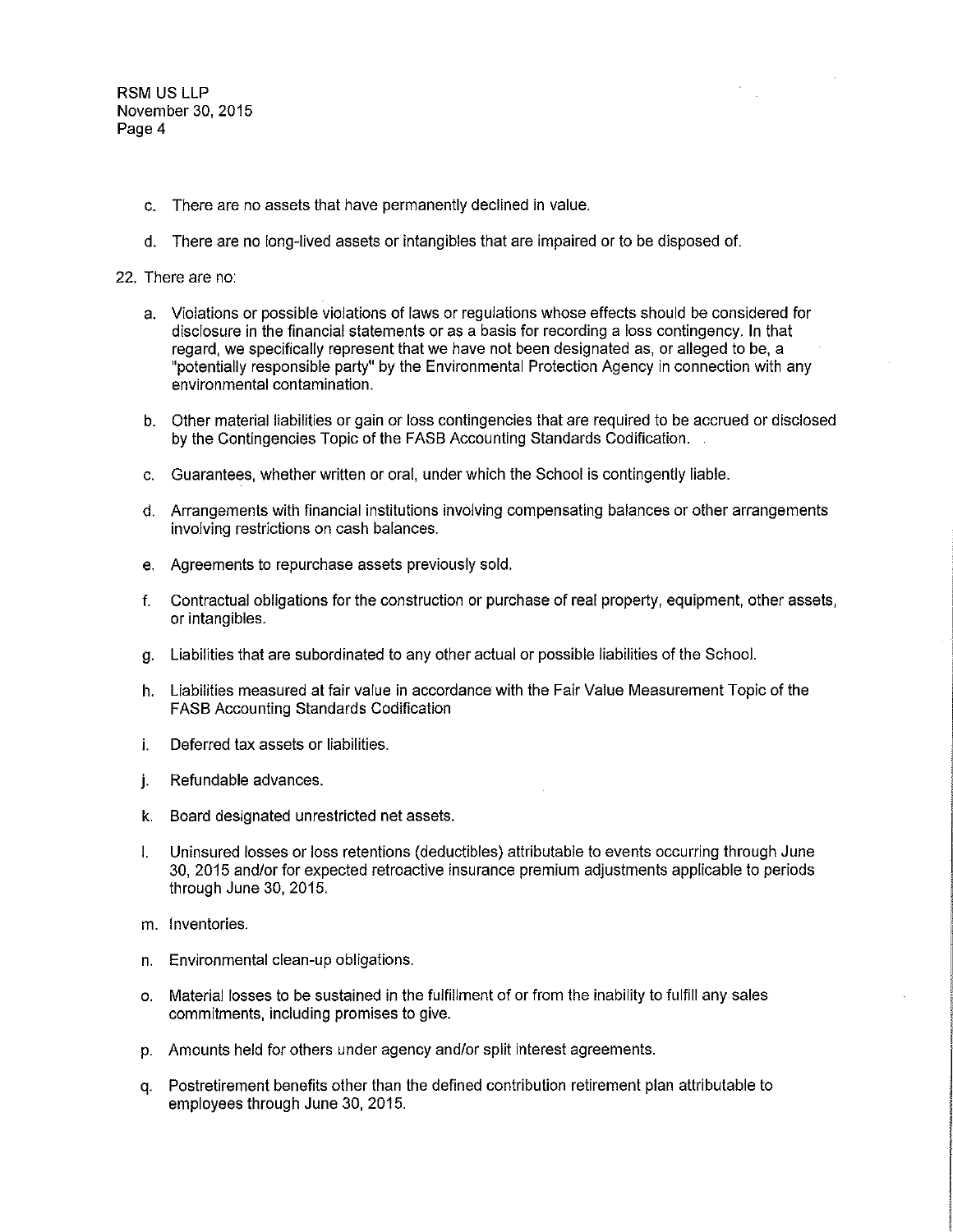c. There are no assets that have permanently declined in value.

d. There are no long-lived assets or intangibles that are impaired or to be disposed of.

22. There are no:

a. Violations or possible violations of laws or regulations whose effects should be considered for disclosure in the financial statements or as a basis for recording a loss contingency. In that regard, we specifically represent that we have not been designated as, or alleged to be, a "potentially responsible party" by the Environmental Protection Agency in connection with any environmental contamination.

b. Other material liabilities or gain or loss contingencies that are required to be accrued or disclosed by the Contingencies Topic of the FASB Accounting Standards Codification.

c. Guarantees, whether written or oral, under which the School is contingently liable.

d. Arrangements with financial institutions involving compensating balances or other arrangements involving restrictions on cash balances.

e. Agreements to repurchase assets previously sold.

f. Contractual obligations for the construction or purchase of real property, equipment, other assets, or intangibles.

g. Liabilities that are subordinated to any other actual or possible liabilities of the School.

h. Liabilities measured at fair value in accordance with the Fair Value Measurement Topic of the FASB Accounting Standards Codification

i. Deferred tax assets or liabilities.

j. Refundable advances.

k. Board designated unrestricted net assets.

l. Uninsured losses or loss retentions (deductibles) attributable to events occurring through June 30, 2015 and/or for expected retroactive insurance premium adjustments applicable to periods through June 30, 2015.

m. Inventories.

n. Environmental clean-up obligations.

o. Material losses to be sustained in the fulfillment of or from the inability to fulfill any sales commitments, including promises to give.

p. Amounts held for others under agency and/or split interest agreements.

q. Postretirement benefits other than the defined contribution retirement plan attributable to employees through June 30, 2015.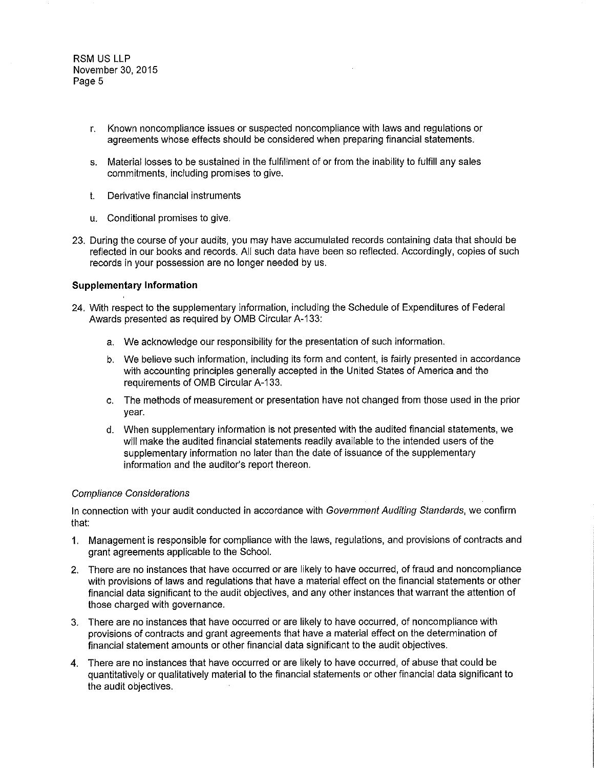r. Known noncompliance issues or suspected noncompliance with laws and regulations or agreements whose effects should be considered when preparing financial statements.

s. Material losses to be sustained in the fulfillment of or from the inability to fulfill any sales commitments, including promises to give.

t. Derivative financial instruments

u. Conditional promises to give.

23. During the course of your audits, you may have accumulated records containing data that should be reflected in our books and records. All such data have been so reflected. Accordingly, copies of such records in your possession are no longer needed by us.

**Supplementary Information**

24. With respect to the supplementary information, including the Schedule of Expenditures of Federal Awards presented as required by OMB Circular A-133:

    a. We acknowledge our responsibility for the presentation of such information.

    b. We believe such information, including its form and content, is fairly presented in accordance with accounting principles generally accepted in the United States of America and the requirements of OMB Circular A-133.

    c. The methods of measurement or presentation have not changed from those used in the prior year.

    d. When supplementary information is not presented with the audited financial statements, we will make the audited financial statements readily available to the intended users of the supplementary information no later than the date of issuance of the supplementary information and the auditor's report thereon.

*Compliance Considerations*

In connection with your audit conducted in accordance with *Government Auditing Standards*, we confirm that:

1. Management is responsible for compliance with the laws, regulations, and provisions of contracts and grant agreements applicable to the School.

2. There are no instances that have occurred or are likely to have occurred, of fraud and noncompliance with provisions of laws and regulations that have a material effect on the financial statements or other financial data significant to the audit objectives, and any other instances that warrant the attention of those charged with governance.

3. There are no instances that have occurred or are likely to have occurred, of noncompliance with provisions of contracts and grant agreements that have a material effect on the determination of financial statement amounts or other financial data significant to the audit objectives.

4. There are no instances that have occurred or are likely to have occurred, of abuse that could be quantitatively or qualitatively material to the financial statements or other financial data significant to the audit objectives.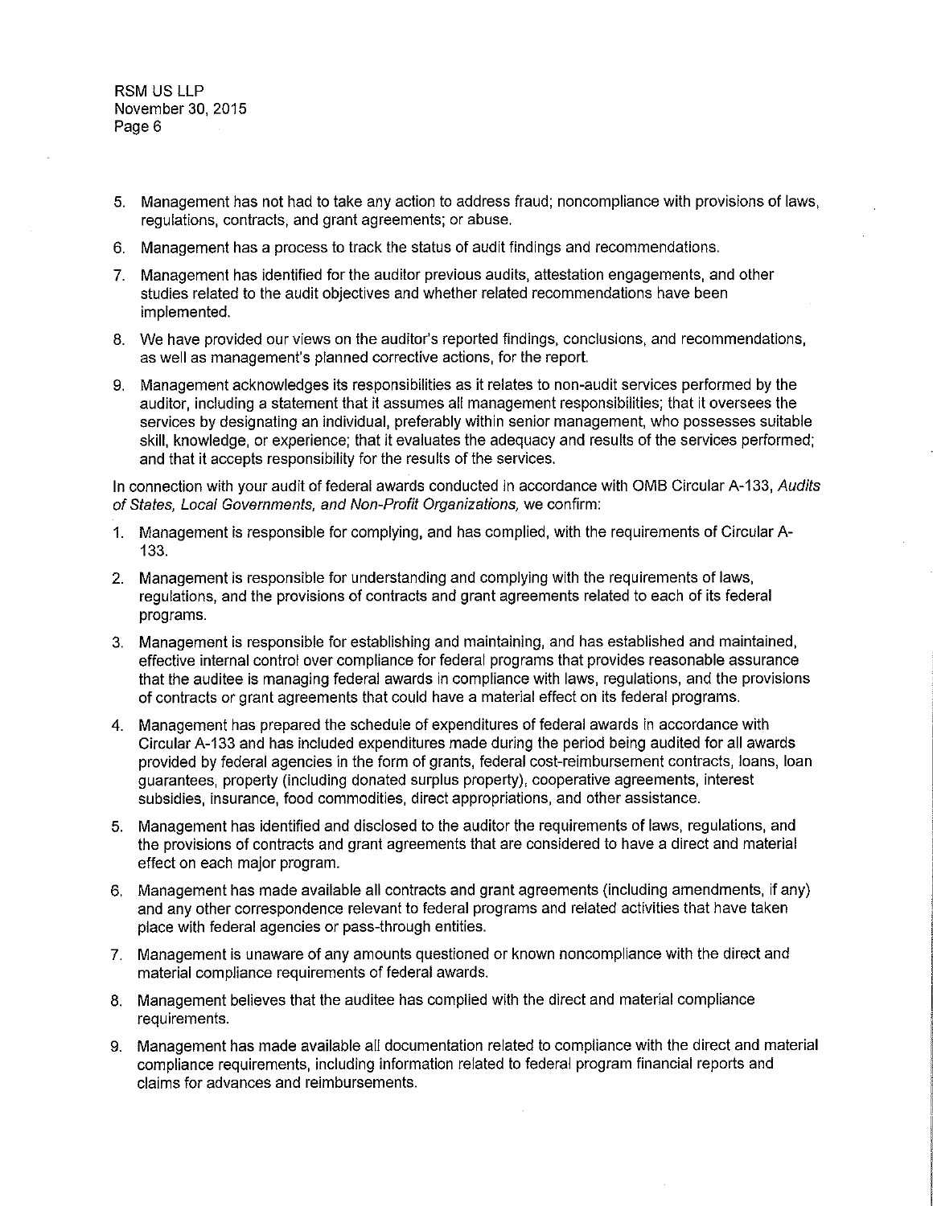5. Management has not had to take any action to address fraud; noncompliance with provisions of laws, regulations, contracts, and grant agreements; or abuse.
6. Management has a process to track the status of audit findings and recommendations.
7. Management has identified for the auditor previous audits, attestation engagements, and other studies related to the audit objectives and whether related recommendations have been implemented.
8. We have provided our views on the auditor's reported findings, conclusions, and recommendations, as well as management's planned corrective actions, for the report.
9. Management acknowledges its responsibilities as it relates to non-audit services performed by the auditor, including a statement that it assumes all management responsibilities; that it oversees the services by designating an individual, preferably within senior management, who possesses suitable skill, knowledge, or experience; that it evaluates the adequacy and results of the services performed; and that it accepts responsibility for the results of the services.

In connection with your audit of federal awards conducted in accordance with OMB Circular A-133, *Audits of States, Local Governments, and Non-Profit Organizations,* we confirm:

1. Management is responsible for complying, and has complied, with the requirements of Circular A-133.
2. Management is responsible for understanding and complying with the requirements of laws, regulations, and the provisions of contracts and grant agreements related to each of its federal programs.
3. Management is responsible for establishing and maintaining, and has established and maintained, effective internal control over compliance for federal programs that provides reasonable assurance that the auditee is managing federal awards in compliance with laws, regulations, and the provisions of contracts or grant agreements that could have a material effect on its federal programs.
4. Management has prepared the schedule of expenditures of federal awards in accordance with Circular A-133 and has included expenditures made during the period being audited for all awards provided by federal agencies in the form of grants, federal cost-reimbursement contracts, loans, loan guarantees, property (including donated surplus property), cooperative agreements, interest subsidies, insurance, food commodities, direct appropriations, and other assistance.
5. Management has identified and disclosed to the auditor the requirements of laws, regulations, and the provisions of contracts and grant agreements that are considered to have a direct and material effect on each major program.
6. Management has made available all contracts and grant agreements (including amendments, if any) and any other correspondence relevant to federal programs and related activities that have taken place with federal agencies or pass-through entities.
7. Management is unaware of any amounts questioned or known noncompliance with the direct and material compliance requirements of federal awards.
8. Management believes that the auditee has complied with the direct and material compliance requirements.
9. Management has made available all documentation related to compliance with the direct and material compliance requirements, including information related to federal program financial reports and claims for advances and reimbursements.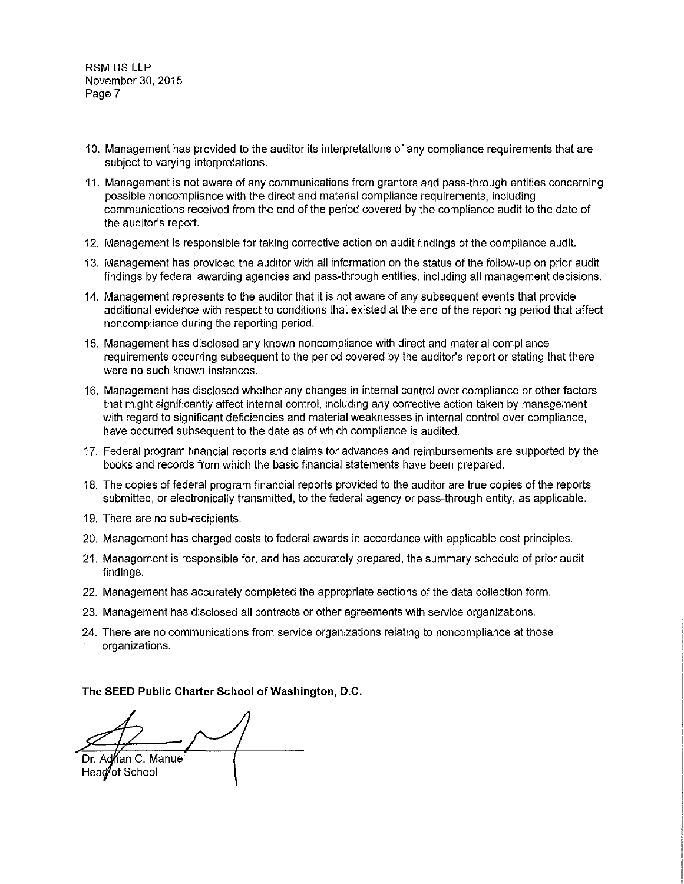RSM US LLP
November 30, 2015
Page 7

10. Management has provided to the auditor its interpretations of any compliance requirements that are subject to varying interpretations.
11. Management is not aware of any communications from grantors and pass-through entities concerning possible noncompliance with the direct and material compliance requirements, including communications received from the end of the period covered by the compliance audit to the date of the auditor's report.
12. Management is responsible for taking corrective action on audit findings of the compliance audit.
13. Management has provided the auditor with all information on the status of the follow-up on prior audit findings by federal awarding agencies and pass-through entities, including all management decisions.
14. Management represents to the auditor that it is not aware of any subsequent events that provide additional evidence with respect to conditions that existed at the end of the reporting period that affect noncompliance during the reporting period.
15. Management has disclosed any known noncompliance with direct and material compliance requirements occurring subsequent to the period covered by the auditor's report or stating that there were no such known instances.
16. Management has disclosed whether any changes in internal control over compliance or other factors that might significantly affect internal control, including any corrective action taken by management with regard to significant deficiencies and material weaknesses in internal control over compliance, have occurred subsequent to the date as of which compliance is audited.
17. Federal program financial reports and claims for advances and reimbursements are supported by the books and records from which the basic financial statements have been prepared.
18. The copies of federal program financial reports provided to the auditor are true copies of the reports submitted, or electronically transmitted, to the federal agency or pass-through entity, as applicable.
19. There are no sub-recipients.
20. Management has charged costs to federal awards in accordance with applicable cost principles.
21. Management is responsible for, and has accurately prepared, the summary schedule of prior audit findings.
22. Management has accurately completed the appropriate sections of the data collection form.
23. Management has disclosed all contracts or other agreements with service organizations.
24. There are no communications from service organizations relating to noncompliance at those organizations.

**The SEED Public Charter School of Washington, D.C.**

Dr. Adrian C. Manuel
Head of School